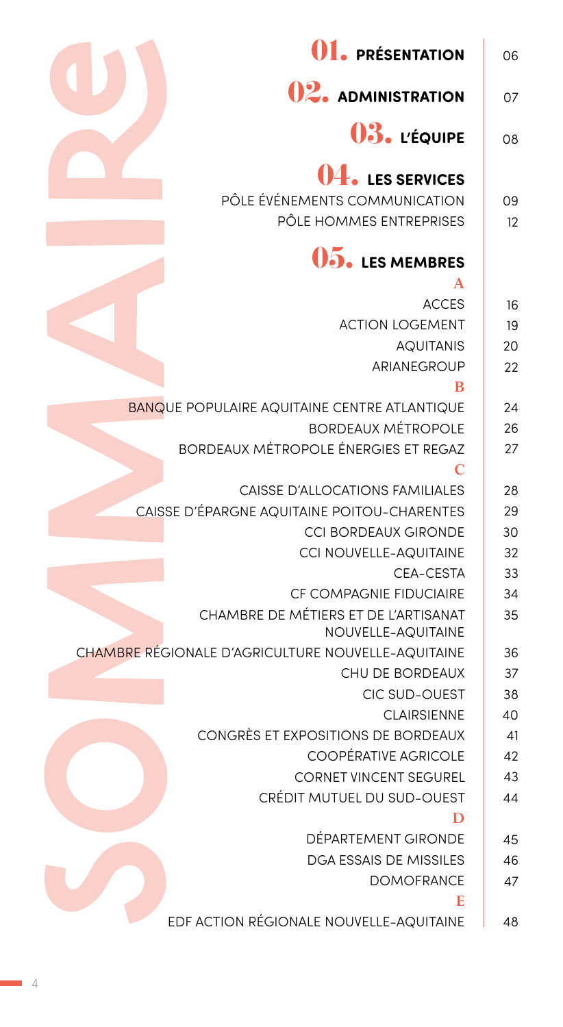# SOMMAIRE

| | |
|---|---|
| **01. PRÉSENTATION** | 06 |
| **02. ADMINISTRATION** | 07 |
| **03. L'ÉQUIPE** | 08 |
| **04. LES SERVICES** | |
| PÔLE ÉVÉNEMENTS COMMUNICATION | 09 |
| PÔLE HOMMES ENTREPRISES | 12 |
| **05. LES MEMBRES** | |
| **A** | |
| ACCES | 16 |
| ACTION LOGEMENT | 19 |
| AQUITANIS | 20 |
| ARIANEGROUP | 22 |
| **B** | |
| BANQUE POPULAIRE AQUITAINE CENTRE ATLANTIQUE | 24 |
| BORDEAUX MÉTROPOLE | 26 |
| BORDEAUX MÉTROPOLE ÉNERGIES ET REGAZ | 27 |
| **C** | |
| CAISSE D'ALLOCATIONS FAMILIALES | 28 |
| CAISSE D'ÉPARGNE AQUITAINE POITOU-CHARENTES | 29 |
| CCI BORDEAUX GIRONDE | 30 |
| CCI NOUVELLE-AQUITAINE | 32 |
| CEA-CESTA | 33 |
| CF COMPAGNIE FIDUCIAIRE | 34 |
| CHAMBRE DE MÉTIERS ET DE L'ARTISANAT NOUVELLE-AQUITAINE | 35 |
| CHAMBRE RÉGIONALE D'AGRICULTURE NOUVELLE-AQUITAINE | 36 |
| CHU DE BORDEAUX | 37 |
| CIC SUD-OUEST | 38 |
| CLAIRSIENNE | 40 |
| CONGRÈS ET EXPOSITIONS DE BORDEAUX | 41 |
| COOPÉRATIVE AGRICOLE | 42 |
| CORNET VINCENT SEGUREL | 43 |
| CRÉDIT MUTUEL DU SUD-OUEST | 44 |
| **D** | |
| DÉPARTEMENT GIRONDE | 45 |
| DGA ESSAIS DE MISSILES | 46 |
| DOMOFRANCE | 47 |
| **E** | |
| EDF ACTION RÉGIONALE NOUVELLE-AQUITAINE | 48 |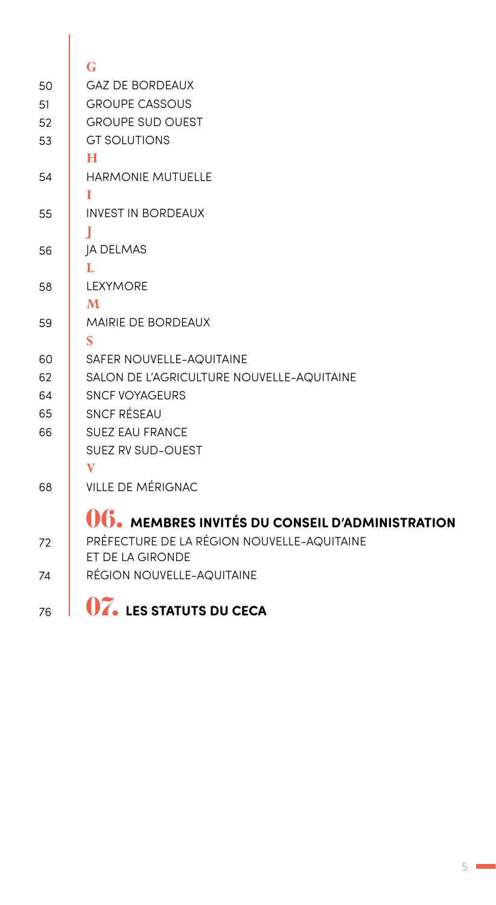**G**

50 GAZ DE BORDEAUX
51 GROUPE CASSOUS
52 GROUPE SUD OUEST
53 GT SOLUTIONS

**H**

54 HARMONIE MUTUELLE

**I**

55 INVEST IN BORDEAUX

**J**

56 JA DELMAS

**L**

58 LEXYMORE

**M**

59 MAIRIE DE BORDEAUX

**S**

60 SAFER NOUVELLE-AQUITAINE
62 SALON DE L'AGRICULTURE NOUVELLE-AQUITAINE
64 SNCF VOYAGEURS
65 SNCF RÉSEAU
66 SUEZ EAU FRANCE
SUEZ RV SUD-OUEST

**V**

68 VILLE DE MÉRIGNAC

## 06. MEMBRES INVITÉS DU CONSEIL D'ADMINISTRATION

72 PRÉFECTURE DE LA RÉGION NOUVELLE-AQUITAINE ET DE LA GIRONDE
74 RÉGION NOUVELLE-AQUITAINE

## 76 07. LES STATUTS DU CECA